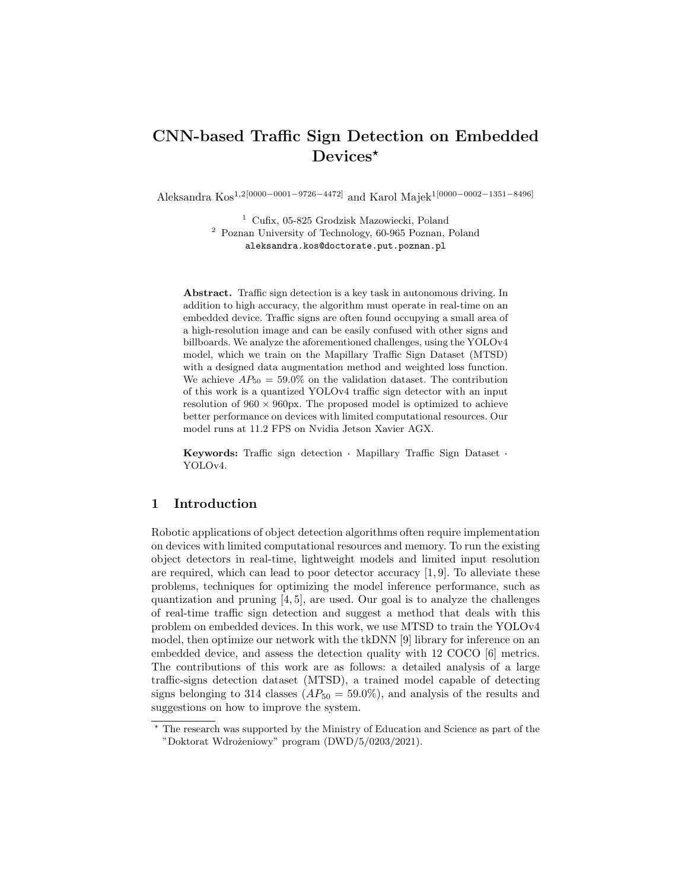# CNN-based Traffic Sign Detection on Embedded Devices*

Aleksandra Kos[1,2][0000−0001−9726−4472] and Karol Majek[1][0000−0002−1351−8496]

[1] Cufix, 05-825 Grodzisk Mazowiecki, Poland
[2] Poznan University of Technology, 60-965 Poznan, Poland
aleksandra.kos@doctorate.put.poznan.pl

**Abstract.** Traffic sign detection is a key task in autonomous driving. In addition to high accuracy, the algorithm must operate in real-time on an embedded device. Traffic signs are often found occupying a small area of a high-resolution image and can be easily confused with other signs and billboards. We analyze the aforementioned challenges, using the YOLOv4 model, which we train on the Mapillary Traffic Sign Dataset (MTSD) with a designed data augmentation method and weighted loss function. We achieve $AP_{50} = 59.0\%$ on the validation dataset. The contribution of this work is a quantized YOLOv4 traffic sign detector with an input resolution of $960 \times 960$px. The proposed model is optimized to achieve better performance on devices with limited computational resources. Our model runs at 11.2 FPS on Nvidia Jetson Xavier AGX.

**Keywords:** Traffic sign detection · Mapillary Traffic Sign Dataset · YOLOv4.

## 1 Introduction

Robotic applications of object detection algorithms often require implementation on devices with limited computational resources and memory. To run the existing object detectors in real-time, lightweight models and limited input resolution are required, which can lead to poor detector accuracy [1, 9]. To alleviate these problems, techniques for optimizing the model inference performance, such as quantization and pruning [4, 5], are used. Our goal is to analyze the challenges of real-time traffic sign detection and suggest a method that deals with this problem on embedded devices. In this work, we use MTSD to train the YOLOv4 model, then optimize our network with the tkDNN [9] library for inference on an embedded device, and assess the detection quality with 12 COCO [6] metrics. The contributions of this work are as follows: a detailed analysis of a large traffic-signs detection dataset (MTSD), a trained model capable of detecting signs belonging to 314 classes ($AP_{50} = 59.0\%$), and analysis of the results and suggestions on how to improve the system.

* The research was supported by the Ministry of Education and Science as part of the "Doktorat Wdrożeniowy" program (DWD/5/0203/2021).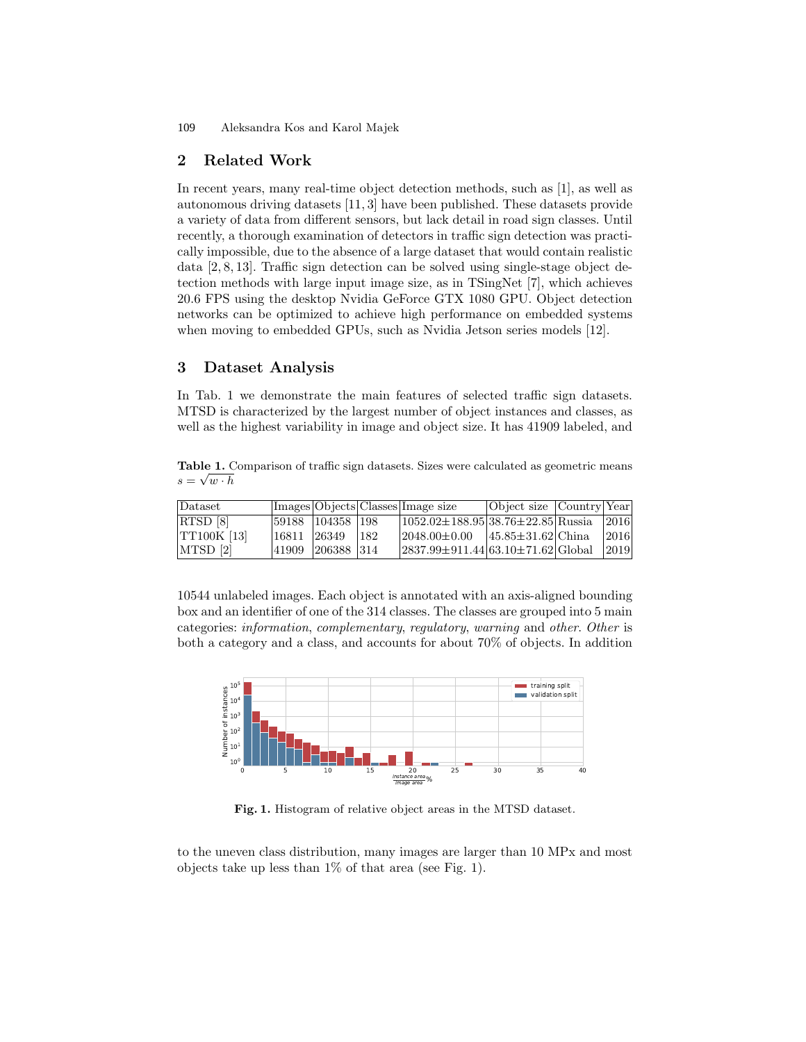## 2 Related Work

In recent years, many real-time object detection methods, such as [1], as well as autonomous driving datasets [11, 3] have been published. These datasets provide a variety of data from different sensors, but lack detail in road sign classes. Until recently, a thorough examination of detectors in traffic sign detection was practically impossible, due to the absence of a large dataset that would contain realistic data [2, 8, 13]. Traffic sign detection can be solved using single-stage object detection methods with large input image size, as in TSingNet [7], which achieves 20.6 FPS using the desktop Nvidia GeForce GTX 1080 GPU. Object detection networks can be optimized to achieve high performance on embedded systems when moving to embedded GPUs, such as Nvidia Jetson series models [12].

## 3 Dataset Analysis

In Tab. 1 we demonstrate the main features of selected traffic sign datasets. MTSD is characterized by the largest number of object instances and classes, as well as the highest variability in image and object size. It has 41909 labeled, and 10544 unlabeled images. Each object is annotated with an axis-aligned bounding box and an identifier of one of the 314 classes. The classes are grouped into 5 main categories: *information*, *complementary*, *regulatory*, *warning* and *other*. *Other* is both a category and a class, and accounts for about 70% of objects. In addition to the uneven class distribution, many images are larger than 10 MPx and most objects take up less than 1% of that area (see Fig. 1).

**Table 1.** Comparison of traffic sign datasets. Sizes were calculated as geometric means $s = \sqrt{w \cdot h}$

| Dataset | Images | Objects | Classes | Image size | Object size | Country | Year |
|---|---|---|---|---|---|---|---|
| RTSD [8] | 59188 | 104358 | 198 | 1052.02±188.95 | 38.76±22.85 | Russia | 2016 |
| TT100K [13] | 16811 | 26349 | 182 | 2048.00±0.00 | 45.85±31.62 | China | 2016 |
| MTSD [2] | 41909 | 206388 | 314 | 2837.99±911.44 | 63.10±71.62 | Global | 2019 |

**Fig. 1.** Histogram of relative object areas in the MTSD dataset.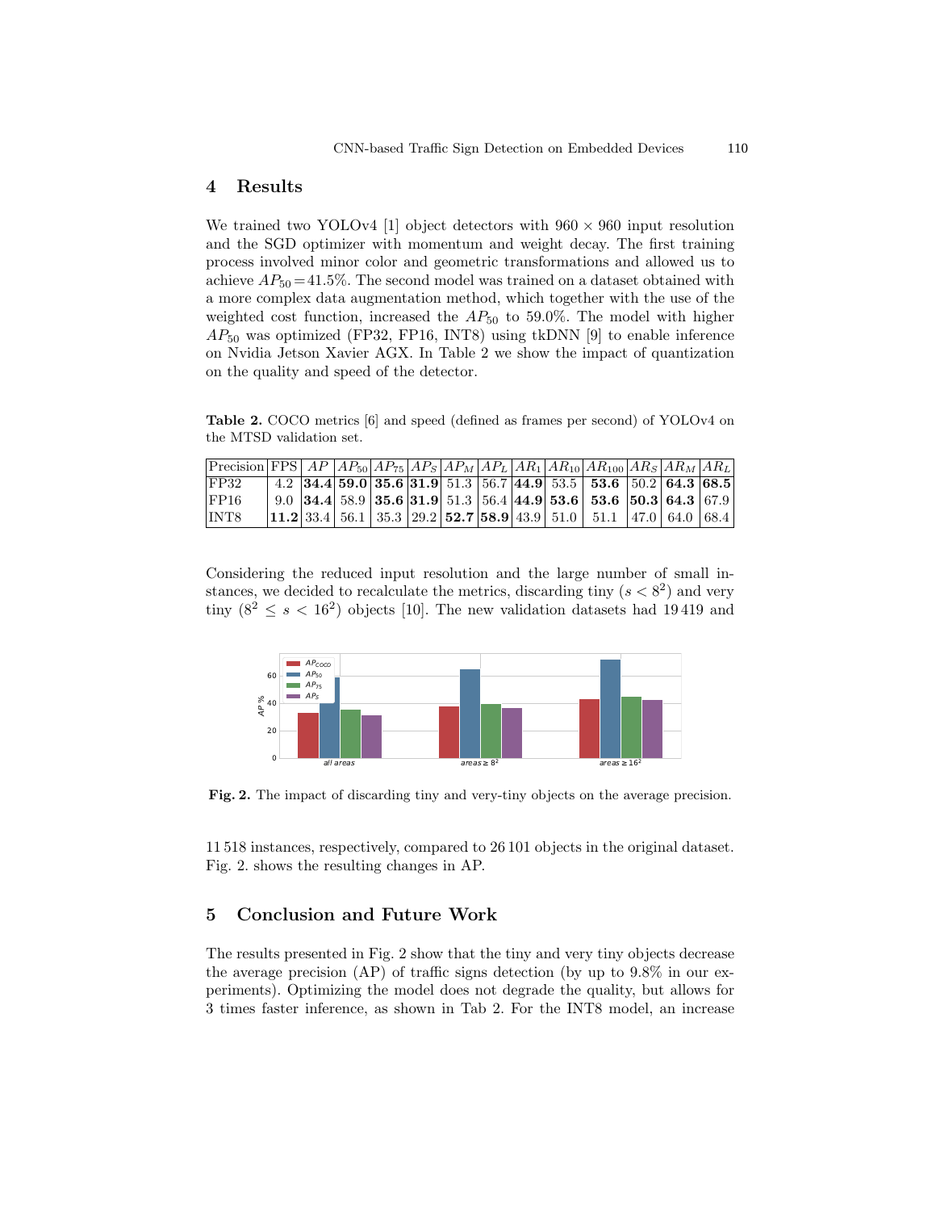## 4 Results

We trained two YOLOv4 [1] object detectors with $960 \times 960$ input resolution and the SGD optimizer with momentum and weight decay. The first training process involved minor color and geometric transformations and allowed us to achieve $AP_{50} = 41.5\%$. The second model was trained on a dataset obtained with a more complex data augmentation method, which together with the use of the weighted cost function, increased the $AP_{50}$ to 59.0%. The model with higher $AP_{50}$ was optimized (FP32, FP16, INT8) using tkDNN [9] to enable inference on Nvidia Jetson Xavier AGX. In Table 2 we show the impact of quantization on the quality and speed of the detector.

**Table 2.** COCO metrics [6] and speed (defined as frames per second) of YOLOv4 on the MTSD validation set.

| Precision | FPS | $AP$ | $AP_{50}$ | $AP_{75}$ | $AP_S$ | $AP_M$ | $AP_L$ | $AR_1$ | $AR_{10}$ | $AR_{100}$ | $AR_S$ | $AR_M$ | $AR_L$ |
|---|---|---|---|---|---|---|---|---|---|---|---|---|---|
| FP32 | 4.2 | **34.4** | **59.0** | **35.6** | **31.9** | 51.3 | 56.7 | **44.9** | 53.5 | **53.6** | 50.2 | **64.3** | **68.5** |
| FP16 | 9.0 | **34.4** | 58.9 | **35.6** | **31.9** | 51.3 | 56.4 | **44.9** | **53.6** | **53.6** | **50.3** | **64.3** | 67.9 |
| INT8 | **11.2** | 33.4 | 56.1 | 35.3 | 29.2 | **52.7** | **58.9** | 43.9 | 51.0 | 51.1 | 47.0 | 64.0 | 68.4 |

Considering the reduced input resolution and the large number of small instances, we decided to recalculate the metrics, discarding tiny ($s < 8^2$) and very tiny ($8^2 \leq s < 16^2$) objects [10]. The new validation datasets had 19 419 and 11 518 instances, respectively, compared to 26 101 objects in the original dataset. Fig. 2. shows the resulting changes in AP.

**Fig. 2.** The impact of discarding tiny and very-tiny objects on the average precision.

## 5 Conclusion and Future Work

The results presented in Fig. 2 show that the tiny and very tiny objects decrease the average precision (AP) of traffic signs detection (by up to 9.8% in our experiments). Optimizing the model does not degrade the quality, but allows for 3 times faster inference, as shown in Tab 2. For the INT8 model, an increase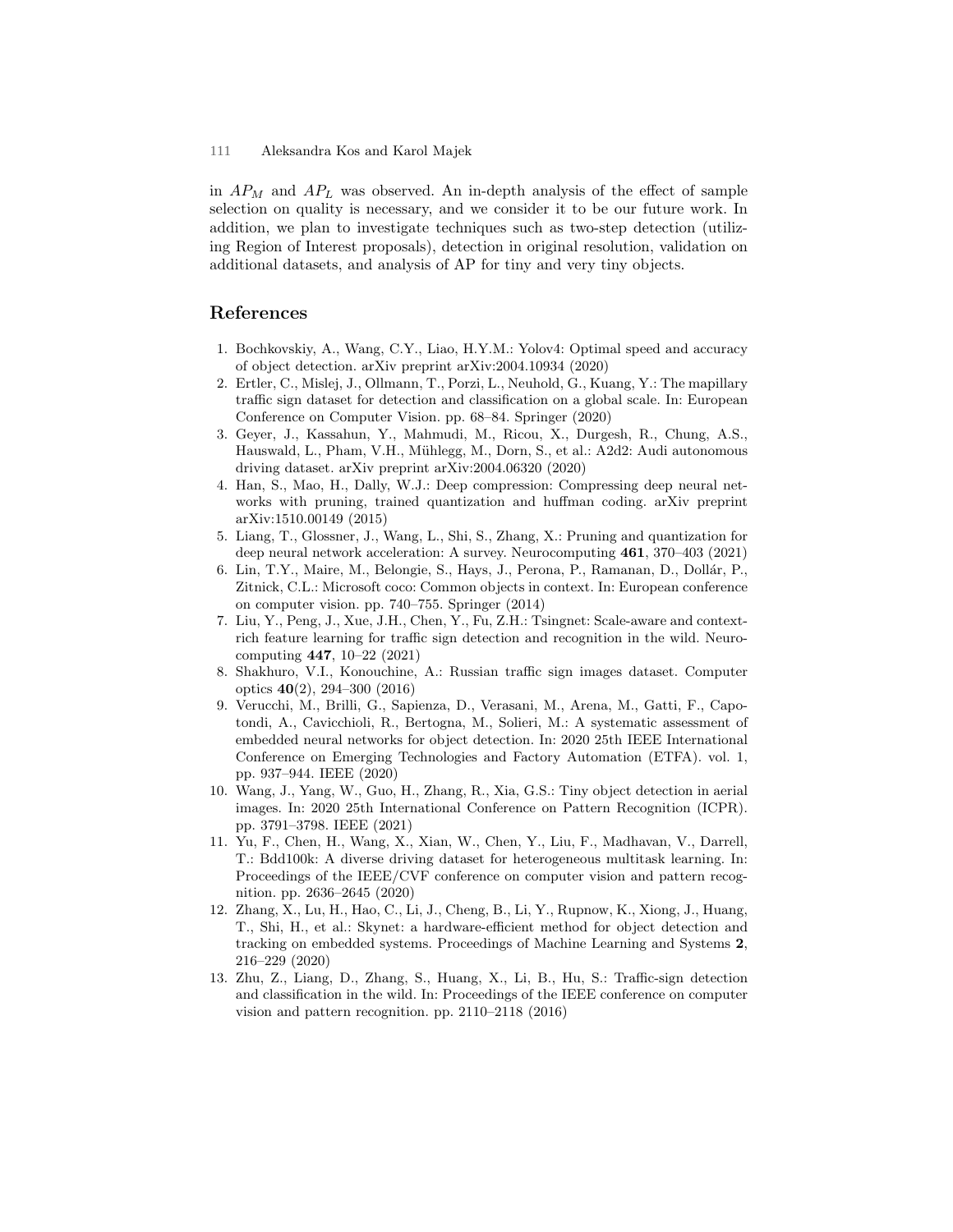in $AP_M$ and $AP_L$ was observed. An in-depth analysis of the effect of sample selection on quality is necessary, and we consider it to be our future work. In addition, we plan to investigate techniques such as two-step detection (utilizing Region of Interest proposals), detection in original resolution, validation on additional datasets, and analysis of AP for tiny and very tiny objects.

## References

1. Bochkovskiy, A., Wang, C.Y., Liao, H.Y.M.: Yolov4: Optimal speed and accuracy of object detection. arXiv preprint arXiv:2004.10934 (2020)
2. Ertler, C., Mislej, J., Ollmann, T., Porzi, L., Neuhold, G., Kuang, Y.: The mapillary traffic sign dataset for detection and classification on a global scale. In: European Conference on Computer Vision. pp. 68–84. Springer (2020)
3. Geyer, J., Kassahun, Y., Mahmudi, M., Ricou, X., Durgesh, R., Chung, A.S., Hauswald, L., Pham, V.H., Mühlegg, M., Dorn, S., et al.: A2d2: Audi autonomous driving dataset. arXiv preprint arXiv:2004.06320 (2020)
4. Han, S., Mao, H., Dally, W.J.: Deep compression: Compressing deep neural networks with pruning, trained quantization and huffman coding. arXiv preprint arXiv:1510.00149 (2015)
5. Liang, T., Glossner, J., Wang, L., Shi, S., Zhang, X.: Pruning and quantization for deep neural network acceleration: A survey. Neurocomputing **461**, 370–403 (2021)
6. Lin, T.Y., Maire, M., Belongie, S., Hays, J., Perona, P., Ramanan, D., Dollár, P., Zitnick, C.L.: Microsoft coco: Common objects in context. In: European conference on computer vision. pp. 740–755. Springer (2014)
7. Liu, Y., Peng, J., Xue, J.H., Chen, Y., Fu, Z.H.: Tsingnet: Scale-aware and context-rich feature learning for traffic sign detection and recognition in the wild. Neurocomputing **447**, 10–22 (2021)
8. Shakhuro, V.I., Konouchine, A.: Russian traffic sign images dataset. Computer optics **40**(2), 294–300 (2016)
9. Verucchi, M., Brilli, G., Sapienza, D., Verasani, M., Arena, M., Gatti, F., Capotondi, A., Cavicchioli, R., Bertogna, M., Solieri, M.: A systematic assessment of embedded neural networks for object detection. In: 2020 25th IEEE International Conference on Emerging Technologies and Factory Automation (ETFA). vol. 1, pp. 937–944. IEEE (2020)
10. Wang, J., Yang, W., Guo, H., Zhang, R., Xia, G.S.: Tiny object detection in aerial images. In: 2020 25th International Conference on Pattern Recognition (ICPR). pp. 3791–3798. IEEE (2021)
11. Yu, F., Chen, H., Wang, X., Xian, W., Chen, Y., Liu, F., Madhavan, V., Darrell, T.: Bdd100k: A diverse driving dataset for heterogeneous multitask learning. In: Proceedings of the IEEE/CVF conference on computer vision and pattern recognition. pp. 2636–2645 (2020)
12. Zhang, X., Lu, H., Hao, C., Li, J., Cheng, B., Li, Y., Rupnow, K., Xiong, J., Huang, T., Shi, H., et al.: Skynet: a hardware-efficient method for object detection and tracking on embedded systems. Proceedings of Machine Learning and Systems **2**, 216–229 (2020)
13. Zhu, Z., Liang, D., Zhang, S., Huang, X., Li, B., Hu, S.: Traffic-sign detection and classification in the wild. In: Proceedings of the IEEE conference on computer vision and pattern recognition. pp. 2110–2118 (2016)